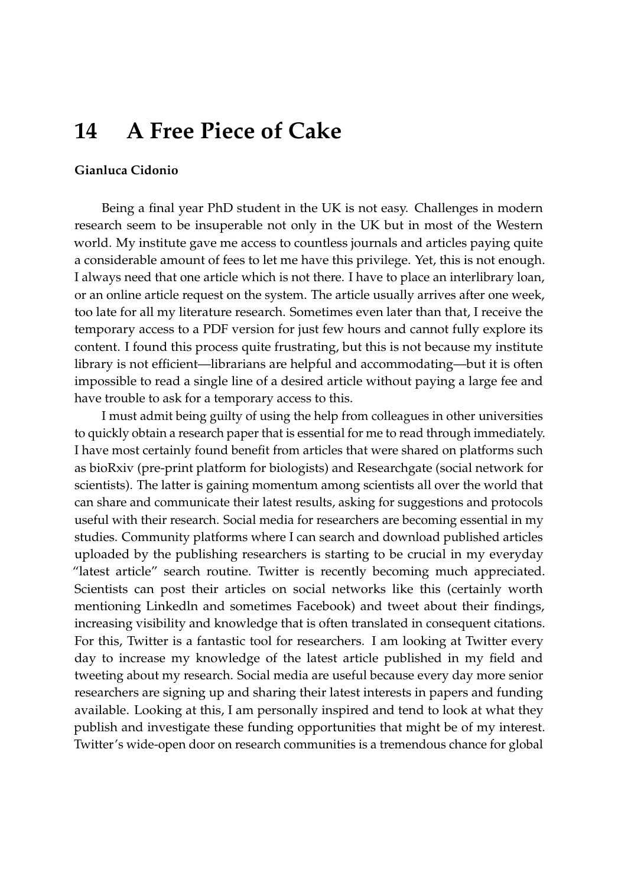# 14 A Free Piece of Cake

**Gianluca Cidonio**

Being a final year PhD student in the UK is not easy. Challenges in modern research seem to be insuperable not only in the UK but in most of the Western world. My institute gave me access to countless journals and articles paying quite a considerable amount of fees to let me have this privilege. Yet, this is not enough. I always need that one article which is not there. I have to place an interlibrary loan, or an online article request on the system. The article usually arrives after one week, too late for all my literature research. Sometimes even later than that, I receive the temporary access to a PDF version for just few hours and cannot fully explore its content. I found this process quite frustrating, but this is not because my institute library is not efficient—librarians are helpful and accommodating—but it is often impossible to read a single line of a desired article without paying a large fee and have trouble to ask for a temporary access to this.

I must admit being guilty of using the help from colleagues in other universities to quickly obtain a research paper that is essential for me to read through immediately. I have most certainly found benefit from articles that were shared on platforms such as bioRxiv (pre-print platform for biologists) and Researchgate (social network for scientists). The latter is gaining momentum among scientists all over the world that can share and communicate their latest results, asking for suggestions and protocols useful with their research. Social media for researchers are becoming essential in my studies. Community platforms where I can search and download published articles uploaded by the publishing researchers is starting to be crucial in my everyday "latest article" search routine. Twitter is recently becoming much appreciated. Scientists can post their articles on social networks like this (certainly worth mentioning Linkedln and sometimes Facebook) and tweet about their findings, increasing visibility and knowledge that is often translated in consequent citations. For this, Twitter is a fantastic tool for researchers. I am looking at Twitter every day to increase my knowledge of the latest article published in my field and tweeting about my research. Social media are useful because every day more senior researchers are signing up and sharing their latest interests in papers and funding available. Looking at this, I am personally inspired and tend to look at what they publish and investigate these funding opportunities that might be of my interest. Twitter's wide-open door on research communities is a tremendous chance for global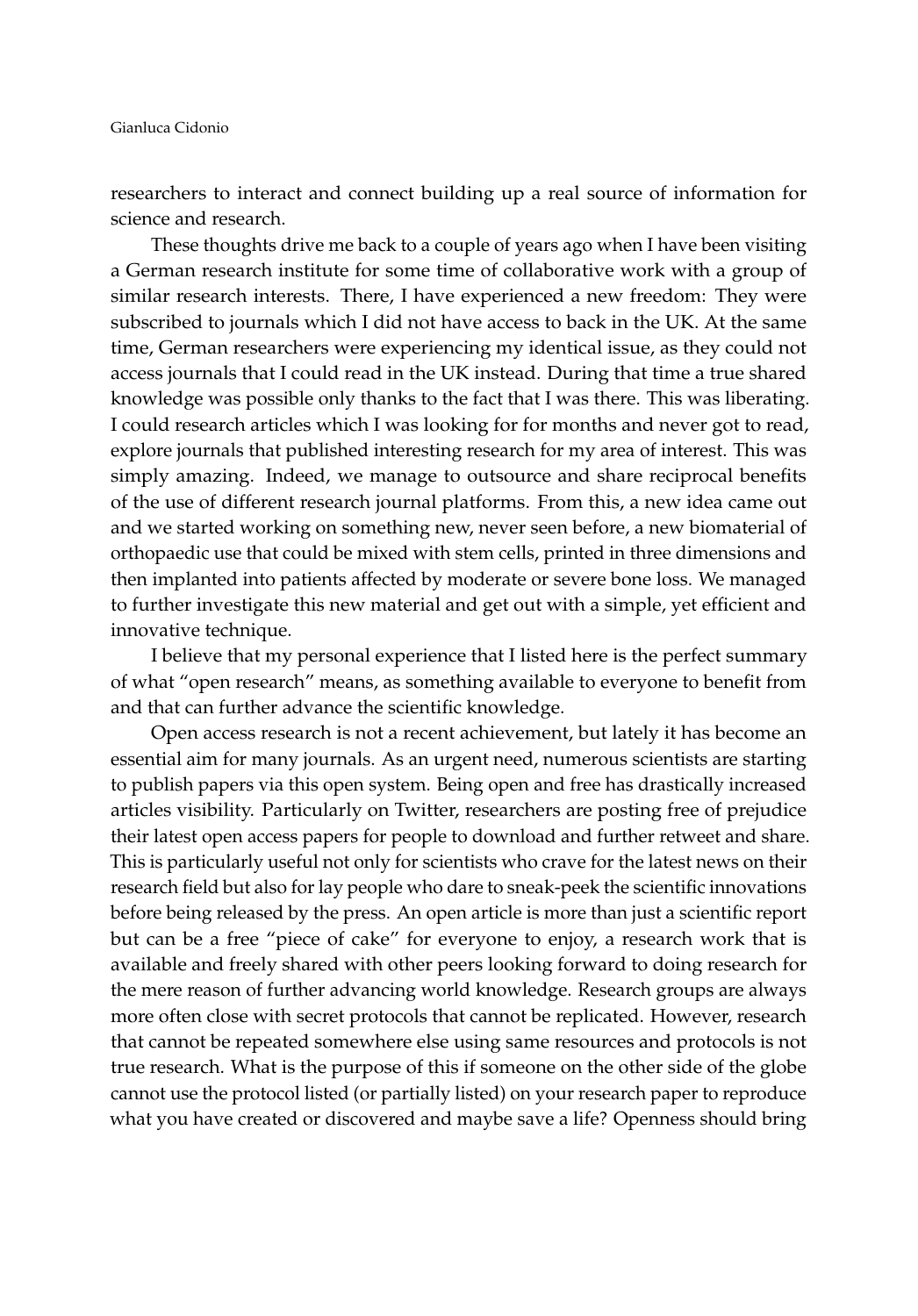researchers to interact and connect building up a real source of information for science and research.

These thoughts drive me back to a couple of years ago when I have been visiting a German research institute for some time of collaborative work with a group of similar research interests. There, I have experienced a new freedom: They were subscribed to journals which I did not have access to back in the UK. At the same time, German researchers were experiencing my identical issue, as they could not access journals that I could read in the UK instead. During that time a true shared knowledge was possible only thanks to the fact that I was there. This was liberating. I could research articles which I was looking for for months and never got to read, explore journals that published interesting research for my area of interest. This was simply amazing. Indeed, we manage to outsource and share reciprocal benefits of the use of different research journal platforms. From this, a new idea came out and we started working on something new, never seen before, a new biomaterial of orthopaedic use that could be mixed with stem cells, printed in three dimensions and then implanted into patients affected by moderate or severe bone loss. We managed to further investigate this new material and get out with a simple, yet efficient and innovative technique.

I believe that my personal experience that I listed here is the perfect summary of what "open research" means, as something available to everyone to benefit from and that can further advance the scientific knowledge.

Open access research is not a recent achievement, but lately it has become an essential aim for many journals. As an urgent need, numerous scientists are starting to publish papers via this open system. Being open and free has drastically increased articles visibility. Particularly on Twitter, researchers are posting free of prejudice their latest open access papers for people to download and further retweet and share. This is particularly useful not only for scientists who crave for the latest news on their research field but also for lay people who dare to sneak-peek the scientific innovations before being released by the press. An open article is more than just a scientific report but can be a free "piece of cake" for everyone to enjoy, a research work that is available and freely shared with other peers looking forward to doing research for the mere reason of further advancing world knowledge. Research groups are always more often close with secret protocols that cannot be replicated. However, research that cannot be repeated somewhere else using same resources and protocols is not true research. What is the purpose of this if someone on the other side of the globe cannot use the protocol listed (or partially listed) on your research paper to reproduce what you have created or discovered and maybe save a life? Openness should bring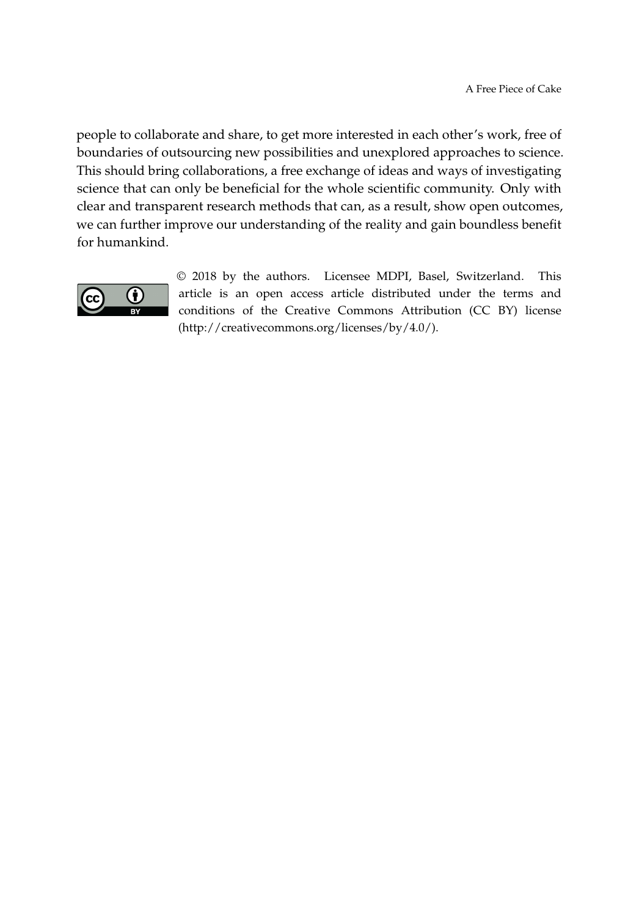people to collaborate and share, to get more interested in each other's work, free of boundaries of outsourcing new possibilities and unexplored approaches to science. This should bring collaborations, a free exchange of ideas and ways of investigating science that can only be beneficial for the whole scientific community. Only with clear and transparent research methods that can, as a result, show open outcomes, we can further improve our understanding of the reality and gain boundless benefit for humankind.

© 2018 by the authors. Licensee MDPI, Basel, Switzerland. This article is an open access article distributed under the terms and conditions of the Creative Commons Attribution (CC BY) license (http://creativecommons.org/licenses/by/4.0/).